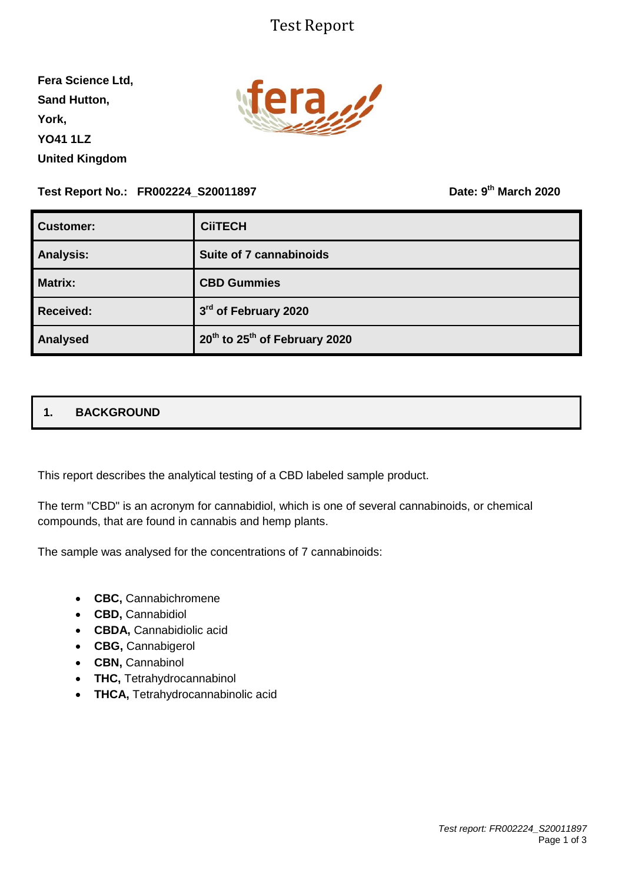# Test Report

**Fera Science Ltd,**
**Sand Hutton,**
**York,**
**YO41 1LZ**
**United Kingdom**

**Test Report No.: FR002224_S20011897** **Date: 9th March 2020**

| **Customer:** | **CiiTECH** |
|---|---|
| **Analysis:** | **Suite of 7 cannabinoids** |
| **Matrix:** | **CBD Gummies** |
| **Received:** | **3rd of February 2020** |
| **Analysed** | **20th to 25th of February 2020** |

## 1. BACKGROUND

This report describes the analytical testing of a CBD labeled sample product.

The term "CBD" is an acronym for cannabidiol, which is one of several cannabinoids, or chemical compounds, that are found in cannabis and hemp plants.

The sample was analysed for the concentrations of 7 cannabinoids:

- **CBC,** Cannabichromene
- **CBD,** Cannabidiol
- **CBDA,** Cannabidiolic acid
- **CBG,** Cannabigerol
- **CBN,** Cannabinol
- **THC,** Tetrahydrocannabinol
- **THCA,** Tetrahydrocannabinolic acid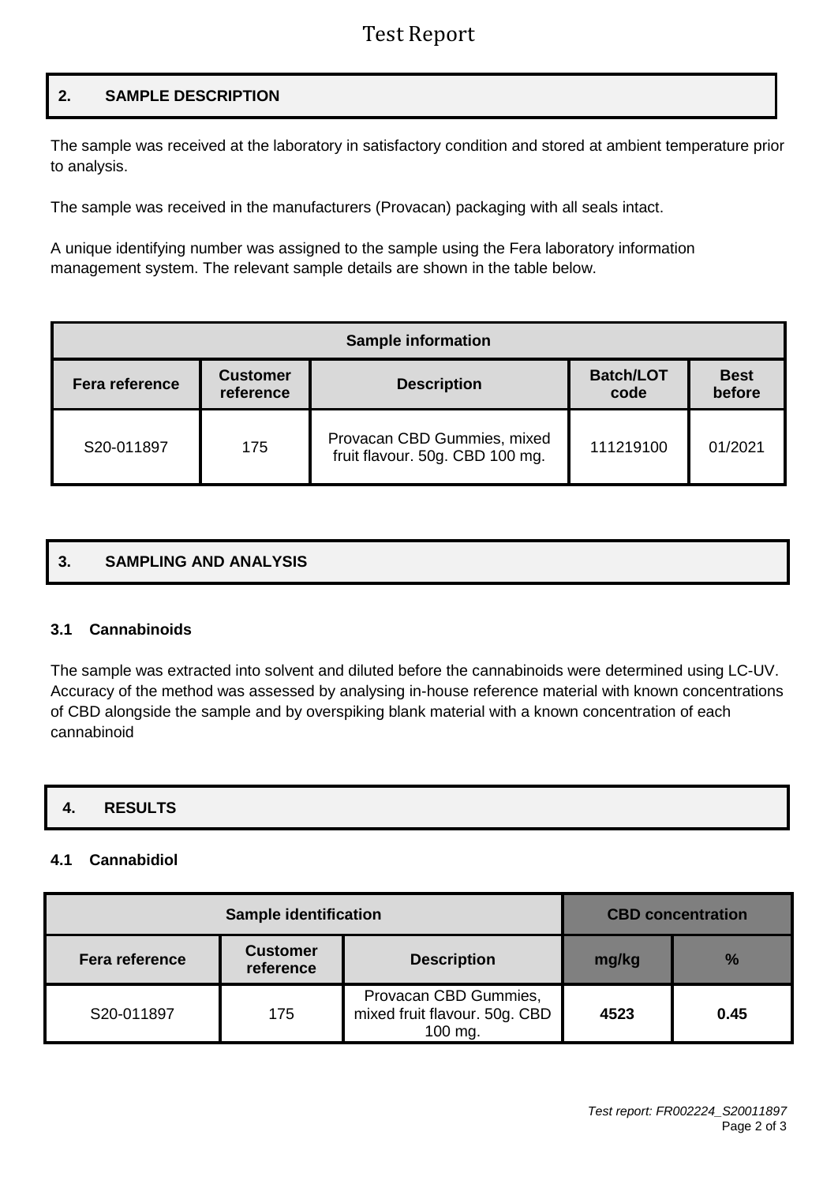## 2. SAMPLE DESCRIPTION

The sample was received at the laboratory in satisfactory condition and stored at ambient temperature prior to analysis.

The sample was received in the manufacturers (Provacan) packaging with all seals intact.

A unique identifying number was assigned to the sample using the Fera laboratory information management system. The relevant sample details are shown in the table below.

| Sample information | | | | |
|---|---|---|---|---|
| **Fera reference** | **Customer reference** | **Description** | **Batch/LOT code** | **Best before** |
| S20-011897 | 175 | Provacan CBD Gummies, mixed fruit flavour. 50g. CBD 100 mg. | 111219100 | 01/2021 |

## 3. SAMPLING AND ANALYSIS

### 3.1 Cannabinoids

The sample was extracted into solvent and diluted before the cannabinoids were determined using LC-UV. Accuracy of the method was assessed by analysing in-house reference material with known concentrations of CBD alongside the sample and by overspiking blank material with a known concentration of each cannabinoid

## 4. RESULTS

### 4.1 Cannabidiol

| Sample identification | | | CBD concentration | |
|---|---|---|---|---|
| **Fera reference** | **Customer reference** | **Description** | **mg/kg** | **%** |
| S20-011897 | 175 | Provacan CBD Gummies, mixed fruit flavour. 50g. CBD 100 mg. | **4523** | **0.45** |

*Test report: FR002224_S20011897*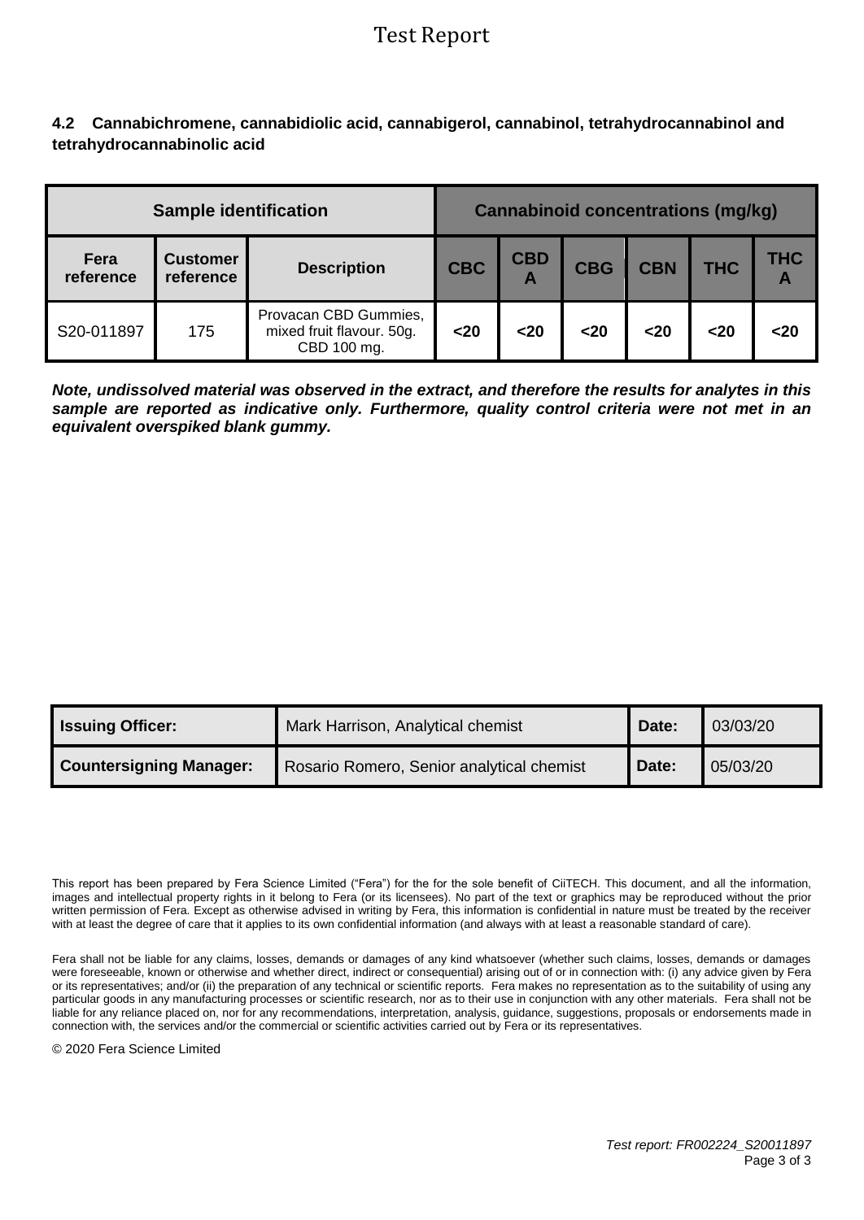### 4.2 Cannabichromene, cannabidiolic acid, cannabigerol, cannabinol, tetrahydrocannabinol and tetrahydrocannabinolic acid

| Sample identification | | | Cannabinoid concentrations (mg/kg) | | | | | |
|---|---|---|---|---|---|---|---|---|
| **Fera reference** | **Customer reference** | **Description** | **CBC** | **CBD A** | **CBG** | **CBN** | **THC** | **THC A** |
| S20-011897 | 175 | Provacan CBD Gummies, mixed fruit flavour. 50g. CBD 100 mg. | **<20** | **<20** | **<20** | **<20** | **<20** | **<20** |

***Note, undissolved material was observed in the extract, and therefore the results for analytes in this sample are reported as indicative only. Furthermore, quality control criteria were not met in an equivalent overspiked blank gummy.***

| | | | |
|---|---|---|---|
| **Issuing Officer:** | Mark Harrison, Analytical chemist | **Date:** | 03/03/20 |
| **Countersigning Manager:** | Rosario Romero, Senior analytical chemist | **Date:** | 05/03/20 |

This report has been prepared by Fera Science Limited ("Fera") for the for the sole benefit of CiiTECH. This document, and all the information, images and intellectual property rights in it belong to Fera (or its licensees). No part of the text or graphics may be reproduced without the prior written permission of Fera. Except as otherwise advised in writing by Fera, this information is confidential in nature must be treated by the receiver with at least the degree of care that it applies to its own confidential information (and always with at least a reasonable standard of care).

Fera shall not be liable for any claims, losses, demands or damages of any kind whatsoever (whether such claims, losses, demands or damages were foreseeable, known or otherwise and whether direct, indirect or consequential) arising out of or in connection with: (i) any advice given by Fera or its representatives; and/or (ii) the preparation of any technical or scientific reports. Fera makes no representation as to the suitability of using any particular goods in any manufacturing processes or scientific research, nor as to their use in conjunction with any other materials. Fera shall not be liable for any reliance placed on, nor for any recommendations, interpretation, analysis, guidance, suggestions, proposals or endorsements made in connection with, the services and/or the commercial or scientific activities carried out by Fera or its representatives.

© 2020 Fera Science Limited

*Test report: FR002224_S20011897*